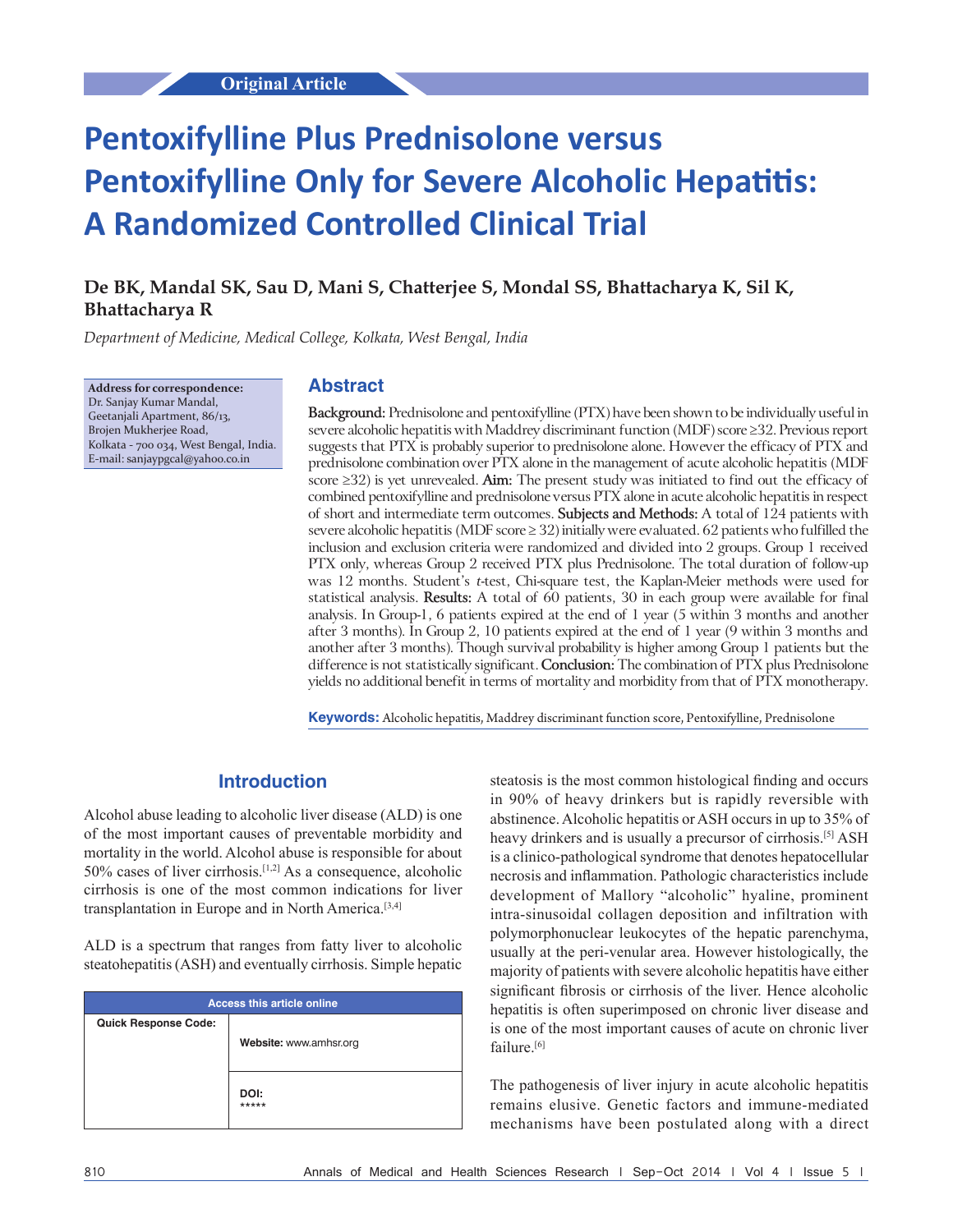Original Article

# Pentoxifylline Plus Prednisolone versus Pentoxifylline Only for Severe Alcoholic Hepatitis: A Randomized Controlled Clinical Trial

**De BK, Mandal SK, Sau D, Mani S, Chatterjee S, Mondal SS, Bhattacharya K, Sil K, Bhattacharya R**

*Department of Medicine, Medical College, Kolkata, West Bengal, India*

**Address for correspondence:**
Dr. Sanjay Kumar Mandal,
Geetanjali Apartment, 86/13,
Brojen Mukherjee Road,
Kolkata - 700 034, West Bengal, India.
E-mail: sanjaypgcal@yahoo.co.in

## Abstract

**Background:** Prednisolone and pentoxifylline (PTX) have been shown to be individually useful in severe alcoholic hepatitis with Maddrey discriminant function (MDF) score ≥32. Previous report suggests that PTX is probably superior to prednisolone alone. However the efficacy of PTX and prednisolone combination over PTX alone in the management of acute alcoholic hepatitis (MDF score ≥32) is yet unrevealed. **Aim:** The present study was initiated to find out the efficacy of combined pentoxifylline and prednisolone versus PTX alone in acute alcoholic hepatitis in respect of short and intermediate term outcomes. **Subjects and Methods:** A total of 124 patients with severe alcoholic hepatitis (MDF score ≥ 32) initially were evaluated. 62 patients who fulfilled the inclusion and exclusion criteria were randomized and divided into 2 groups. Group 1 received PTX only, whereas Group 2 received PTX plus Prednisolone. The total duration of follow-up was 12 months. Student's *t*-test, Chi-square test, the Kaplan-Meier methods were used for statistical analysis. **Results:** A total of 60 patients, 30 in each group were available for final analysis. In Group-1, 6 patients expired at the end of 1 year (5 within 3 months and another after 3 months). In Group 2, 10 patients expired at the end of 1 year (9 within 3 months and another after 3 months). Though survival probability is higher among Group 1 patients but the difference is not statistically significant. **Conclusion:** The combination of PTX plus Prednisolone yields no additional benefit in terms of mortality and morbidity from that of PTX monotherapy.

**Keywords:** Alcoholic hepatitis, Maddrey discriminant function score, Pentoxifylline, Prednisolone

## Introduction

Alcohol abuse leading to alcoholic liver disease (ALD) is one of the most important causes of preventable morbidity and mortality in the world. Alcohol abuse is responsible for about 50% cases of liver cirrhosis.[1,2] As a consequence, alcoholic cirrhosis is one of the most common indications for liver transplantation in Europe and in North America.[3,4]

ALD is a spectrum that ranges from fatty liver to alcoholic steatohepatitis (ASH) and eventually cirrhosis. Simple hepatic steatosis is the most common histological finding and occurs in 90% of heavy drinkers but is rapidly reversible with abstinence. Alcoholic hepatitis or ASH occurs in up to 35% of heavy drinkers and is usually a precursor of cirrhosis.[5] ASH is a clinico-pathological syndrome that denotes hepatocellular necrosis and inflammation. Pathologic characteristics include development of Mallory "alcoholic" hyaline, prominent intra-sinusoidal collagen deposition and infiltration with polymorphonuclear leukocytes of the hepatic parenchyma, usually at the peri-venular area. However histologically, the majority of patients with severe alcoholic hepatitis have either significant fibrosis or cirrhosis of the liver. Hence alcoholic hepatitis is often superimposed on chronic liver disease and is one of the most important causes of acute on chronic liver failure.[6]

| Access this article online | |
|---|---|
| Quick Response Code: | Website: www.amhsr.org |
| | DOI: ***** |

The pathogenesis of liver injury in acute alcoholic hepatitis remains elusive. Genetic factors and immune-mediated mechanisms have been postulated along with a direct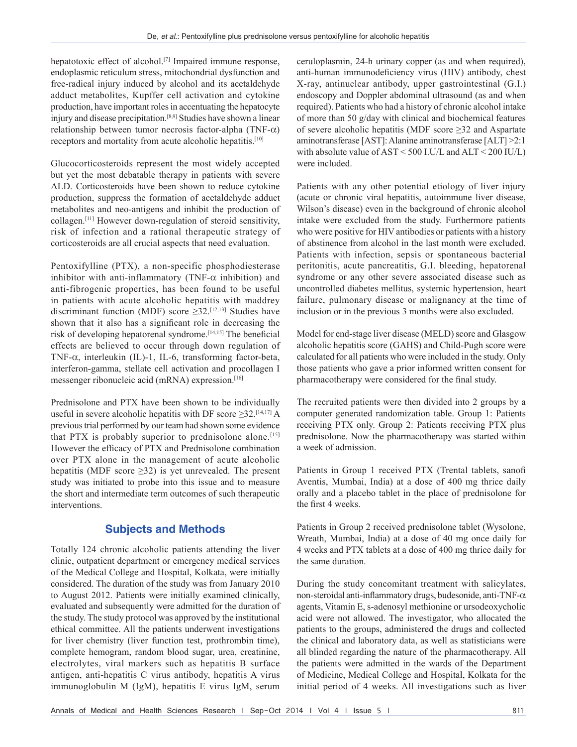hepatotoxic effect of alcohol.[7] Impaired immune response, endoplasmic reticulum stress, mitochondrial dysfunction and free-radical injury induced by alcohol and its acetaldehyde adduct metabolites, Kupffer cell activation and cytokine production, have important roles in accentuating the hepatocyte injury and disease precipitation.[8,9] Studies have shown a linear relationship between tumor necrosis factor-alpha (TNF-$\alpha$) receptors and mortality from acute alcoholic hepatitis.[10]

Glucocorticosteroids represent the most widely accepted but yet the most debatable therapy in patients with severe ALD. Corticosteroids have been shown to reduce cytokine production, suppress the formation of acetaldehyde adduct metabolites and neo-antigens and inhibit the production of collagen.[11] However down-regulation of steroid sensitivity, risk of infection and a rational therapeutic strategy of corticosteroids are all crucial aspects that need evaluation.

Pentoxifylline (PTX), a non-specific phosphodiesterase inhibitor with anti-inflammatory (TNF-$\alpha$ inhibition) and anti-fibrogenic properties, has been found to be useful in patients with acute alcoholic hepatitis with maddrey discriminant function (MDF) score $\geq$32.[12,13] Studies have shown that it also has a significant role in decreasing the risk of developing hepatorenal syndrome.[14,15] The beneficial effects are believed to occur through down regulation of TNF-$\alpha$, interleukin (IL)-1, IL-6, transforming factor-beta, interferon-gamma, stellate cell activation and procollagen I messenger ribonucleic acid (mRNA) expression.[16]

Prednisolone and PTX have been shown to be individually useful in severe alcoholic hepatitis with DF score $\geq$32.[14,17] A previous trial performed by our team had shown some evidence that PTX is probably superior to prednisolone alone.[15] However the efficacy of PTX and Prednisolone combination over PTX alone in the management of acute alcoholic hepatitis (MDF score $\geq$32) is yet unrevealed. The present study was initiated to probe into this issue and to measure the short and intermediate term outcomes of such therapeutic interventions.

## Subjects and Methods

Totally 124 chronic alcoholic patients attending the liver clinic, outpatient department or emergency medical services of the Medical College and Hospital, Kolkata, were initially considered. The duration of the study was from January 2010 to August 2012. Patients were initially examined clinically, evaluated and subsequently were admitted for the duration of the study. The study protocol was approved by the institutional ethical committee. All the patients underwent investigations for liver chemistry (liver function test, prothrombin time), complete hemogram, random blood sugar, urea, creatinine, electrolytes, viral markers such as hepatitis B surface antigen, anti-hepatitis C virus antibody, hepatitis A virus immunoglobulin M (IgM), hepatitis E virus IgM, serum ceruloplasmin, 24-h urinary copper (as and when required), anti-human immunodeficiency virus (HIV) antibody, chest X-ray, antinuclear antibody, upper gastrointestinal (G.I.) endoscopy and Doppler abdominal ultrasound (as and when required). Patients who had a history of chronic alcohol intake of more than 50 g/day with clinical and biochemical features of severe alcoholic hepatitis (MDF score $\geq$32 and Aspartate aminotransferase [AST]: Alanine aminotransferase [ALT] >2:1 with absolute value of AST < 500 I.U/L and ALT < 200 IU/L) were included.

Patients with any other potential etiology of liver injury (acute or chronic viral hepatitis, autoimmune liver disease, Wilson's disease) even in the background of chronic alcohol intake were excluded from the study. Furthermore patients who were positive for HIV antibodies or patients with a history of abstinence from alcohol in the last month were excluded. Patients with infection, sepsis or spontaneous bacterial peritonitis, acute pancreatitis, G.I. bleeding, hepatorenal syndrome or any other severe associated disease such as uncontrolled diabetes mellitus, systemic hypertension, heart failure, pulmonary disease or malignancy at the time of inclusion or in the previous 3 months were also excluded.

Model for end-stage liver disease (MELD) score and Glasgow alcoholic hepatitis score (GAHS) and Child-Pugh score were calculated for all patients who were included in the study. Only those patients who gave a prior informed written consent for pharmacotherapy were considered for the final study.

The recruited patients were then divided into 2 groups by a computer generated randomization table. Group 1: Patients receiving PTX only. Group 2: Patients receiving PTX plus prednisolone. Now the pharmacotherapy was started within a week of admission.

Patients in Group 1 received PTX (Trental tablets, sanofi Aventis, Mumbai, India) at a dose of 400 mg thrice daily orally and a placebo tablet in the place of prednisolone for the first 4 weeks.

Patients in Group 2 received prednisolone tablet (Wysolone, Wreath, Mumbai, India) at a dose of 40 mg once daily for 4 weeks and PTX tablets at a dose of 400 mg thrice daily for the same duration.

During the study concomitant treatment with salicylates, non-steroidal anti-inflammatory drugs, budesonide, anti-TNF-$\alpha$ agents, Vitamin E, s-adenosyl methionine or ursodeoxycholic acid were not allowed. The investigator, who allocated the patients to the groups, administered the drugs and collected the clinical and laboratory data, as well as statisticians were all blinded regarding the nature of the pharmacotherapy. All the patients were admitted in the wards of the Department of Medicine, Medical College and Hospital, Kolkata for the initial period of 4 weeks. All investigations such as liver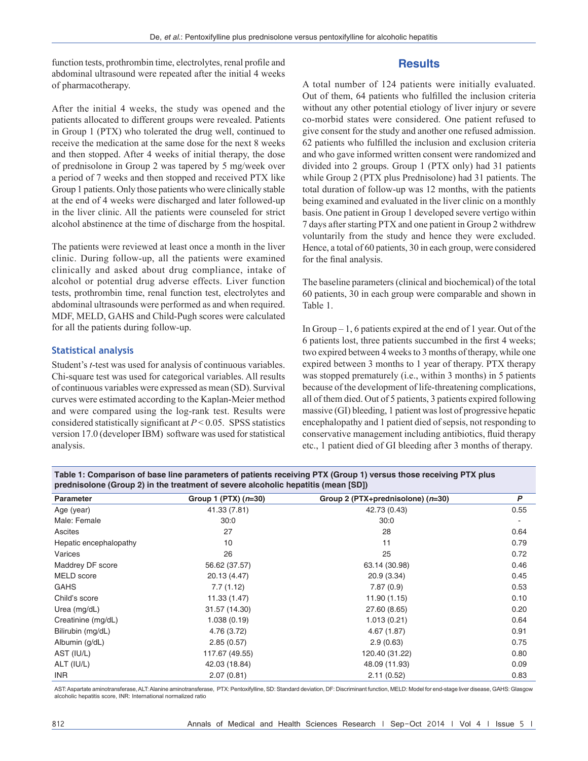function tests, prothrombin time, electrolytes, renal profile and abdominal ultrasound were repeated after the initial 4 weeks of pharmacotherapy.

After the initial 4 weeks, the study was opened and the patients allocated to different groups were revealed. Patients in Group 1 (PTX) who tolerated the drug well, continued to receive the medication at the same dose for the next 8 weeks and then stopped. After 4 weeks of initial therapy, the dose of prednisolone in Group 2 was tapered by 5 mg/week over a period of 7 weeks and then stopped and received PTX like Group 1 patients. Only those patients who were clinically stable at the end of 4 weeks were discharged and later followed-up in the liver clinic. All the patients were counseled for strict alcohol abstinence at the time of discharge from the hospital.

The patients were reviewed at least once a month in the liver clinic. During follow-up, all the patients were examined clinically and asked about drug compliance, intake of alcohol or potential drug adverse effects. Liver function tests, prothrombin time, renal function test, electrolytes and abdominal ultrasounds were performed as and when required. MDF, MELD, GAHS and Child-Pugh scores were calculated for all the patients during follow-up.

### Statistical analysis

Student's *t*-test was used for analysis of continuous variables. Chi-square test was used for categorical variables. All results of continuous variables were expressed as mean (SD). Survival curves were estimated according to the Kaplan-Meier method and were compared using the log-rank test. Results were considered statistically significant at $P < 0.05$. SPSS statistics version 17.0 (developer IBM) software was used for statistical analysis.

## Results

A total number of 124 patients were initially evaluated. Out of them, 64 patients who fulfilled the inclusion criteria without any other potential etiology of liver injury or severe co-morbid states were considered. One patient refused to give consent for the study and another one refused admission. 62 patients who fulfilled the inclusion and exclusion criteria and who gave informed written consent were randomized and divided into 2 groups. Group 1 (PTX only) had 31 patients while Group 2 (PTX plus Prednisolone) had 31 patients. The total duration of follow-up was 12 months, with the patients being examined and evaluated in the liver clinic on a monthly basis. One patient in Group 1 developed severe vertigo within 7 days after starting PTX and one patient in Group 2 withdrew voluntarily from the study and hence they were excluded. Hence, a total of 60 patients, 30 in each group, were considered for the final analysis.

The baseline parameters (clinical and biochemical) of the total 60 patients, 30 in each group were comparable and shown in Table 1.

In Group – 1, 6 patients expired at the end of 1 year. Out of the 6 patients lost, three patients succumbed in the first 4 weeks; two expired between 4 weeks to 3 months of therapy, while one expired between 3 months to 1 year of therapy. PTX therapy was stopped prematurely (i.e., within 3 months) in 5 patients because of the development of life-threatening complications, all of them died. Out of 5 patients, 3 patients expired following massive (GI) bleeding, 1 patient was lost of progressive hepatic encephalopathy and 1 patient died of sepsis, not responding to conservative management including antibiotics, fluid therapy etc., 1 patient died of GI bleeding after 3 months of therapy.

**Table 1: Comparison of base line parameters of patients receiving PTX (Group 1) versus those receiving PTX plus prednisolone (Group 2) in the treatment of severe alcoholic hepatitis (mean [SD])**

| Parameter | Group 1 (PTX) (*n*=30) | Group 2 (PTX+prednisolone) (*n*=30) | *P* |
|---|---|---|---|
| Age (year) | 41.33 (7.81) | 42.73 (0.43) | 0.55 |
| Male: Female | 30:0 | 30:0 | - |
| Ascites | 27 | 28 | 0.64 |
| Hepatic encephalopathy | 10 | 11 | 0.79 |
| Varices | 26 | 25 | 0.72 |
| Maddrey DF score | 56.62 (37.57) | 63.14 (30.98) | 0.46 |
| MELD score | 20.13 (4.47) | 20.9 (3.34) | 0.45 |
| GAHS | 7.7 (1.12) | 7.87 (0.9) | 0.53 |
| Child's score | 11.33 (1.47) | 11.90 (1.15) | 0.10 |
| Urea (mg/dL) | 31.57 (14.30) | 27.60 (8.65) | 0.20 |
| Creatinine (mg/dL) | 1.038 (0.19) | 1.013 (0.21) | 0.64 |
| Bilirubin (mg/dL) | 4.76 (3.72) | 4.67 (1.87) | 0.91 |
| Albumin (g/dL) | 2.85 (0.57) | 2.9 (0.63) | 0.75 |
| AST (IU/L) | 117.67 (49.55) | 120.40 (31.22) | 0.80 |
| ALT (IU/L) | 42.03 (18.84) | 48.09 (11.93) | 0.09 |
| INR | 2.07 (0.81) | 2.11 (0.52) | 0.83 |

AST: Aspartate aminotransferase, ALT: Alanine aminotransferase, PTX: Pentoxifylline, SD: Standard deviation, DF: Discriminant function, MELD: Model for end-stage liver disease, GAHS: Glasgow alcoholic hepatitis score, INR: International normalized ratio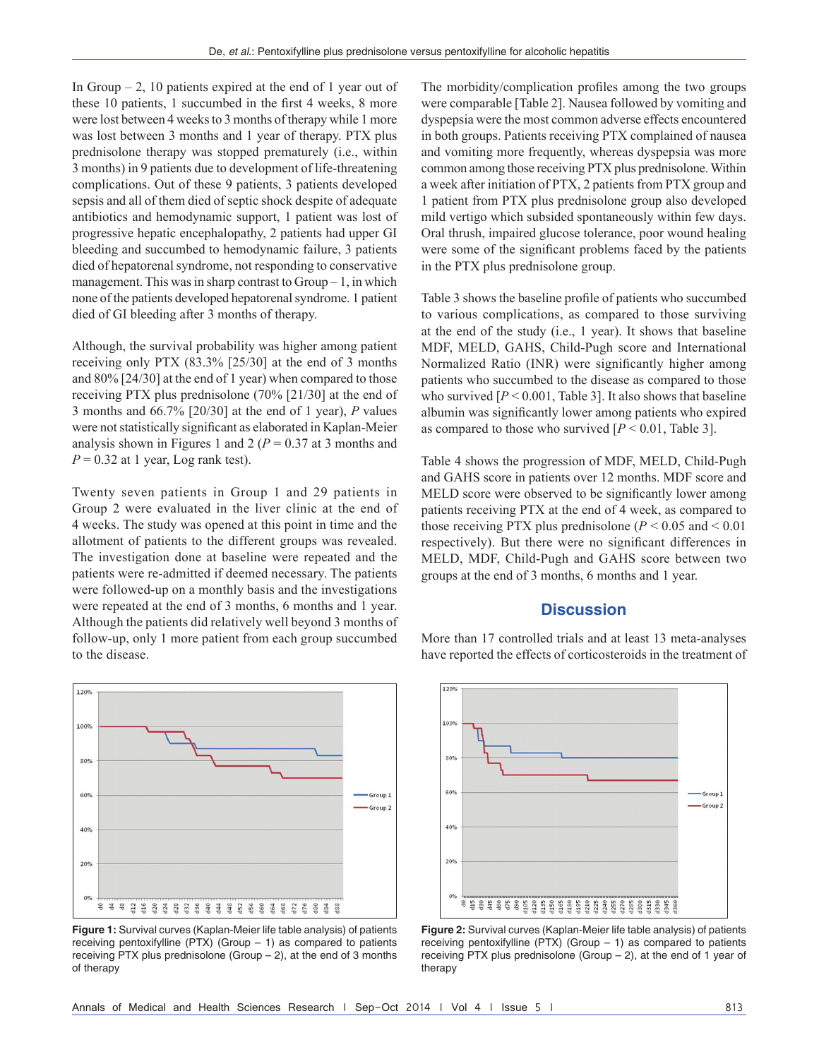In Group – 2, 10 patients expired at the end of 1 year out of these 10 patients, 1 succumbed in the first 4 weeks, 8 more were lost between 4 weeks to 3 months of therapy while 1 more was lost between 3 months and 1 year of therapy. PTX plus prednisolone therapy was stopped prematurely (i.e., within 3 months) in 9 patients due to development of life-threatening complications. Out of these 9 patients, 3 patients developed sepsis and all of them died of septic shock despite of adequate antibiotics and hemodynamic support, 1 patient was lost of progressive hepatic encephalopathy, 2 patients had upper GI bleeding and succumbed to hemodynamic failure, 3 patients died of hepatorenal syndrome, not responding to conservative management. This was in sharp contrast to Group – 1, in which none of the patients developed hepatorenal syndrome. 1 patient died of GI bleeding after 3 months of therapy.

Although, the survival probability was higher among patient receiving only PTX (83.3% [25/30] at the end of 3 months and 80% [24/30] at the end of 1 year) when compared to those receiving PTX plus prednisolone (70% [21/30] at the end of 3 months and 66.7% [20/30] at the end of 1 year), $P$ values were not statistically significant as elaborated in Kaplan-Meier analysis shown in Figures 1 and 2 ($P = 0.37$ at 3 months and $P = 0.32$ at 1 year, Log rank test).

Twenty seven patients in Group 1 and 29 patients in Group 2 were evaluated in the liver clinic at the end of 4 weeks. The study was opened at this point in time and the allotment of patients to the different groups was revealed. The investigation done at baseline were repeated and the patients were re-admitted if deemed necessary. The patients were followed-up on a monthly basis and the investigations were repeated at the end of 3 months, 6 months and 1 year. Although the patients did relatively well beyond 3 months of follow-up, only 1 more patient from each group succumbed to the disease.

The morbidity/complication profiles among the two groups were comparable [Table 2]. Nausea followed by vomiting and dyspepsia were the most common adverse effects encountered in both groups. Patients receiving PTX complained of nausea and vomiting more frequently, whereas dyspepsia was more common among those receiving PTX plus prednisolone. Within a week after initiation of PTX, 2 patients from PTX group and 1 patient from PTX plus prednisolone group also developed mild vertigo which subsided spontaneously within few days. Oral thrush, impaired glucose tolerance, poor wound healing were some of the significant problems faced by the patients in the PTX plus prednisolone group.

Table 3 shows the baseline profile of patients who succumbed to various complications, as compared to those surviving at the end of the study (i.e., 1 year). It shows that baseline MDF, MELD, GAHS, Child-Pugh score and International Normalized Ratio (INR) were significantly higher among patients who succumbed to the disease as compared to those who survived [$P < 0.001$, Table 3]. It also shows that baseline albumin was significantly lower among patients who expired as compared to those who survived [$P < 0.01$, Table 3].

Table 4 shows the progression of MDF, MELD, Child-Pugh and GAHS score in patients over 12 months. MDF score and MELD score were observed to be significantly lower among patients receiving PTX at the end of 4 week, as compared to those receiving PTX plus prednisolone ($P < 0.05$ and $< 0.01$ respectively). But there were no significant differences in MELD, MDF, Child-Pugh and GAHS score between two groups at the end of 3 months, 6 months and 1 year.

**Figure 1:** Survival curves (Kaplan-Meier life table analysis) of patients receiving pentoxifylline (PTX) (Group – 1) as compared to patients receiving PTX plus prednisolone (Group – 2), at the end of 3 months of therapy

**Figure 2:** Survival curves (Kaplan-Meier life table analysis) of patients receiving pentoxifylline (PTX) (Group – 1) as compared to patients receiving PTX plus prednisolone (Group – 2), at the end of 1 year of therapy

## Discussion

More than 17 controlled trials and at least 13 meta-analyses have reported the effects of corticosteroids in the treatment of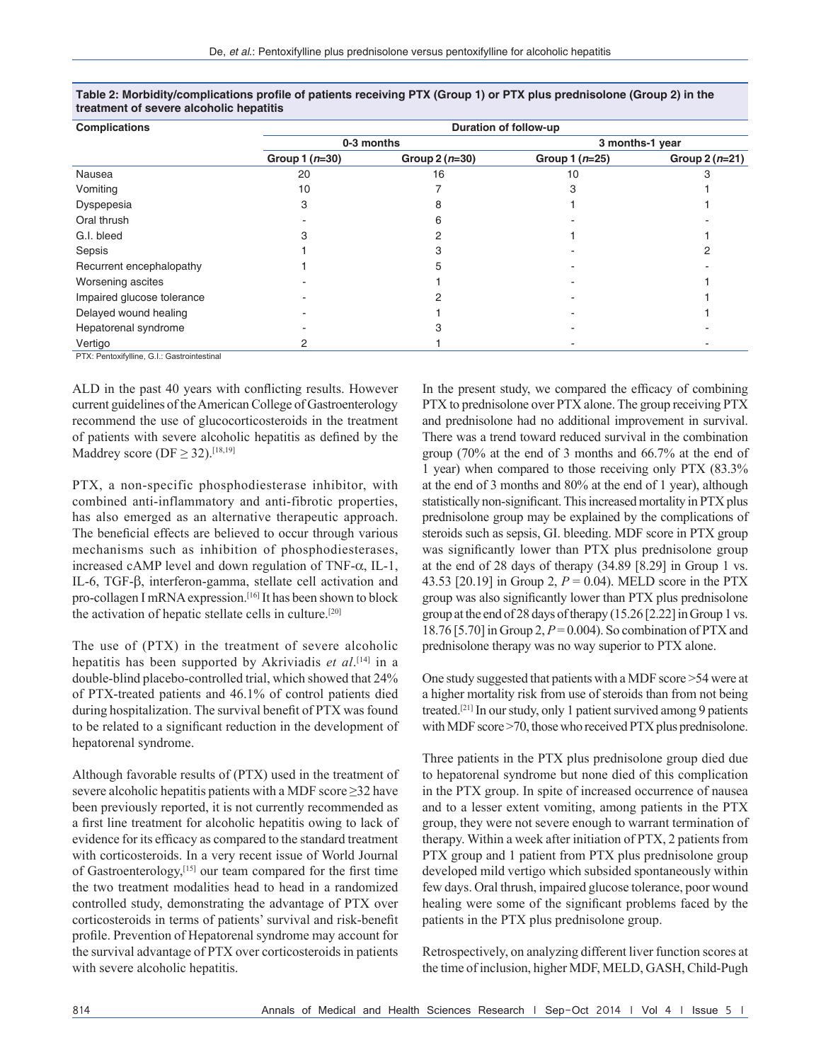**Table 2: Morbidity/complications profile of patients receiving PTX (Group 1) or PTX plus prednisolone (Group 2) in the treatment of severe alcoholic hepatitis**

| Complications | Duration of follow-up | | | |
|---|---|---|---|---|
| | 0-3 months | | 3 months-1 year | |
| | Group 1 (*n*=30) | Group 2 (*n*=30) | Group 1 (*n*=25) | Group 2 (*n*=21) |
| Nausea | 20 | 16 | 10 | 3 |
| Vomiting | 10 | 7 | 3 | 1 |
| Dyspepesia | 3 | 8 | 1 | 1 |
| Oral thrush | - | 6 | - | - |
| G.I. bleed | 3 | 2 | 1 | 1 |
| Sepsis | 1 | 3 | - | 2 |
| Recurrent encephalopathy | 1 | 5 | - | - |
| Worsening ascites | - | 1 | - | 1 |
| Impaired glucose tolerance | - | 2 | - | 1 |
| Delayed wound healing | - | 1 | - | 1 |
| Hepatorenal syndrome | - | 3 | - | - |
| Vertigo | 2 | 1 | - | - |

PTX: Pentoxifylline, G.I.: Gastrointestinal

ALD in the past 40 years with conflicting results. However current guidelines of the American College of Gastroenterology recommend the use of glucocorticosteroids in the treatment of patients with severe alcoholic hepatitis as defined by the Maddrey score (DF ≥ 32).[18,19]

PTX, a non-specific phosphodiesterase inhibitor, with combined anti-inflammatory and anti-fibrotic properties, has also emerged as an alternative therapeutic approach. The beneficial effects are believed to occur through various mechanisms such as inhibition of phosphodiesterases, increased cAMP level and down regulation of TNF-α, IL-1, IL-6, TGF-β, interferon-gamma, stellate cell activation and pro-collagen I mRNA expression.[16] It has been shown to block the activation of hepatic stellate cells in culture.[20]

The use of (PTX) in the treatment of severe alcoholic hepatitis has been supported by Akriviadis *et al*.[14] in a double-blind placebo-controlled trial, which showed that 24% of PTX-treated patients and 46.1% of control patients died during hospitalization. The survival benefit of PTX was found to be related to a significant reduction in the development of hepatorenal syndrome.

Although favorable results of (PTX) used in the treatment of severe alcoholic hepatitis patients with a MDF score ≥32 have been previously reported, it is not currently recommended as a first line treatment for alcoholic hepatitis owing to lack of evidence for its efficacy as compared to the standard treatment with corticosteroids. In a very recent issue of World Journal of Gastroenterology,[15] our team compared for the first time the two treatment modalities head to head in a randomized controlled study, demonstrating the advantage of PTX over corticosteroids in terms of patients' survival and risk-benefit profile. Prevention of Hepatorenal syndrome may account for the survival advantage of PTX over corticosteroids in patients with severe alcoholic hepatitis.

In the present study, we compared the efficacy of combining PTX to prednisolone over PTX alone. The group receiving PTX and prednisolone had no additional improvement in survival. There was a trend toward reduced survival in the combination group (70% at the end of 3 months and 66.7% at the end of 1 year) when compared to those receiving only PTX (83.3% at the end of 3 months and 80% at the end of 1 year), although statistically non-significant. This increased mortality in PTX plus prednisolone group may be explained by the complications of steroids such as sepsis, GI. bleeding. MDF score in PTX group was significantly lower than PTX plus prednisolone group at the end of 28 days of therapy (34.89 [8.29] in Group 1 vs. 43.53 [20.19] in Group 2, $P = 0.04$). MELD score in the PTX group was also significantly lower than PTX plus prednisolone group at the end of 28 days of therapy (15.26 [2.22] in Group 1 vs. 18.76 [5.70] in Group 2, $P = 0.004$). So combination of PTX and prednisolone therapy was no way superior to PTX alone.

One study suggested that patients with a MDF score >54 were at a higher mortality risk from use of steroids than from not being treated.[21] In our study, only 1 patient survived among 9 patients with MDF score >70, those who received PTX plus prednisolone.

Three patients in the PTX plus prednisolone group died due to hepatorenal syndrome but none died of this complication in the PTX group. In spite of increased occurrence of nausea and to a lesser extent vomiting, among patients in the PTX group, they were not severe enough to warrant termination of therapy. Within a week after initiation of PTX, 2 patients from PTX group and 1 patient from PTX plus prednisolone group developed mild vertigo which subsided spontaneously within few days. Oral thrush, impaired glucose tolerance, poor wound healing were some of the significant problems faced by the patients in the PTX plus prednisolone group.

Retrospectively, on analyzing different liver function scores at the time of inclusion, higher MDF, MELD, GASH, Child-Pugh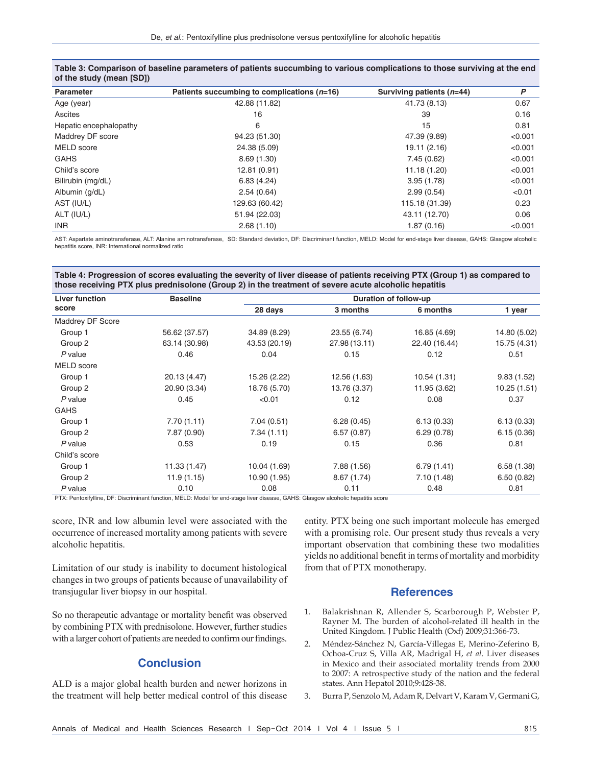**Table 3: Comparison of baseline parameters of patients succumbing to various complications to those surviving at the end of the study (mean [SD])**

| Parameter | Patients succumbing to complications (*n*=16) | Surviving patients (*n*=44) | *P* |
|---|---|---|---|
| Age (year) | 42.88 (11.82) | 41.73 (8.13) | 0.67 |
| Ascites | 16 | 39 | 0.16 |
| Hepatic encephalopathy | 6 | 15 | 0.81 |
| Maddrey DF score | 94.23 (51.30) | 47.39 (9.89) | <0.001 |
| MELD score | 24.38 (5.09) | 19.11 (2.16) | <0.001 |
| GAHS | 8.69 (1.30) | 7.45 (0.62) | <0.001 |
| Child's score | 12.81 (0.91) | 11.18 (1.20) | <0.001 |
| Bilirubin (mg/dL) | 6.83 (4.24) | 3.95 (1.78) | <0.001 |
| Albumin (g/dL) | 2.54 (0.64) | 2.99 (0.54) | <0.01 |
| AST (IU/L) | 129.63 (60.42) | 115.18 (31.39) | 0.23 |
| ALT (IU/L) | 51.94 (22.03) | 43.11 (12.70) | 0.06 |
| INR | 2.68 (1.10) | 1.87 (0.16) | <0.001 |

AST: Aspartate aminotransferase, ALT: Alanine aminotransferase, SD: Standard deviation, DF: Discriminant function, MELD: Model for end-stage liver disease, GAHS: Glasgow alcoholic hepatitis score, INR: International normalized ratio

**Table 4: Progression of scores evaluating the severity of liver disease of patients receiving PTX (Group 1) as compared to those receiving PTX plus prednisolone (Group 2) in the treatment of severe acute alcoholic hepatitis**

| Liver function score | Baseline | Duration of follow-up | | | |
|---|---|---|---|---|---|
| | | 28 days | 3 months | 6 months | 1 year |
| Maddrey DF Score | | | | | |
| Group 1 | 56.62 (37.57) | 34.89 (8.29) | 23.55 (6.74) | 16.85 (4.69) | 14.80 (5.02) |
| Group 2 | 63.14 (30.98) | 43.53 (20.19) | 27.98 (13.11) | 22.40 (16.44) | 15.75 (4.31) |
| *P* value | 0.46 | 0.04 | 0.15 | 0.12 | 0.51 |
| MELD score | | | | | |
| Group 1 | 20.13 (4.47) | 15.26 (2.22) | 12.56 (1.63) | 10.54 (1.31) | 9.83 (1.52) |
| Group 2 | 20.90 (3.34) | 18.76 (5.70) | 13.76 (3.37) | 11.95 (3.62) | 10.25 (1.51) |
| *P* value | 0.45 | <0.01 | 0.12 | 0.08 | 0.37 |
| GAHS | | | | | |
| Group 1 | 7.70 (1.11) | 7.04 (0.51) | 6.28 (0.45) | 6.13 (0.33) | 6.13 (0.33) |
| Group 2 | 7.87 (0.90) | 7.34 (1.11) | 6.57 (0.87) | 6.29 (0.78) | 6.15 (0.36) |
| *P* value | 0.53 | 0.19 | 0.15 | 0.36 | 0.81 |
| Child's score | | | | | |
| Group 1 | 11.33 (1.47) | 10.04 (1.69) | 7.88 (1.56) | 6.79 (1.41) | 6.58 (1.38) |
| Group 2 | 11.9 (1.15) | 10.90 (1.95) | 8.67 (1.74) | 7.10 (1.48) | 6.50 (0.82) |
| *P* value | 0.10 | 0.08 | 0.11 | 0.48 | 0.81 |

PTX: Pentoxifylline, DF: Discriminant function, MELD: Model for end-stage liver disease, GAHS: Glasgow alcoholic hepatitis score

score, INR and low albumin level were associated with the occurrence of increased mortality among patients with severe alcoholic hepatitis.

Limitation of our study is inability to document histological changes in two groups of patients because of unavailability of transjugular liver biopsy in our hospital.

So no therapeutic advantage or mortality benefit was observed by combining PTX with prednisolone. However, further studies with a larger cohort of patients are needed to confirm our findings.

## Conclusion

ALD is a major global health burden and newer horizons in the treatment will help better medical control of this disease entity. PTX being one such important molecule has emerged with a promising role. Our present study thus reveals a very important observation that combining these two modalities yields no additional benefit in terms of mortality and morbidity from that of PTX monotherapy.

## References

1. Balakrishnan R, Allender S, Scarborough P, Webster P, Rayner M. The burden of alcohol-related ill health in the United Kingdom. J Public Health (Oxf) 2009;31:366-73.
2. Méndez-Sánchez N, García-Villegas E, Merino-Zeferino B, Ochoa-Cruz S, Villa AR, Madrigal H, *et al*. Liver diseases in Mexico and their associated mortality trends from 2000 to 2007: A retrospective study of the nation and the federal states. Ann Hepatol 2010;9:428-38.
3. Burra P, Senzolo M, Adam R, Delvart V, Karam V, Germani G,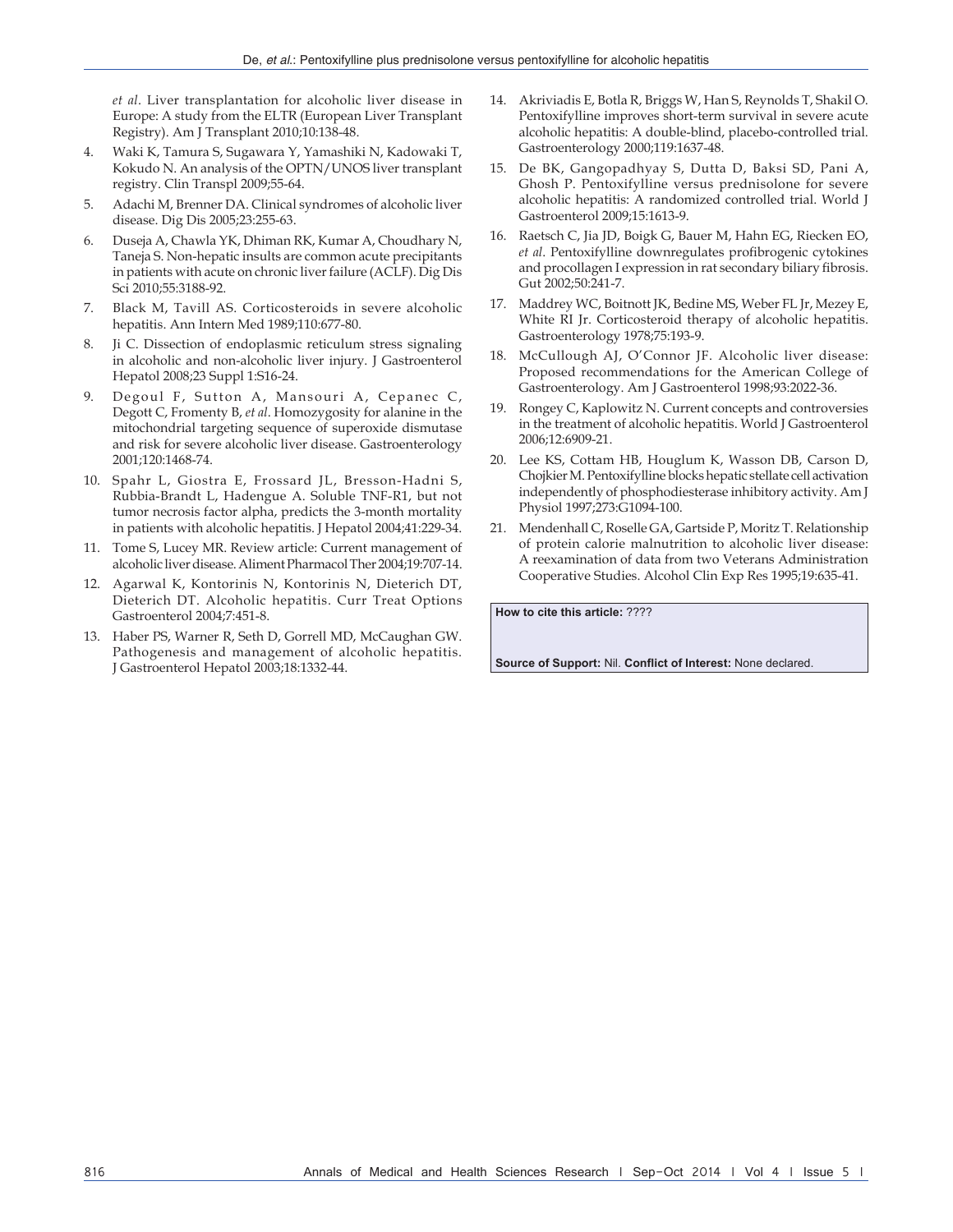*et al*. Liver transplantation for alcoholic liver disease in Europe: A study from the ELTR (European Liver Transplant Registry). Am J Transplant 2010;10:138-48.

4. Waki K, Tamura S, Sugawara Y, Yamashiki N, Kadowaki T, Kokudo N. An analysis of the OPTN/UNOS liver transplant registry. Clin Transpl 2009;55-64.
5. Adachi M, Brenner DA. Clinical syndromes of alcoholic liver disease. Dig Dis 2005;23:255-63.
6. Duseja A, Chawla YK, Dhiman RK, Kumar A, Choudhary N, Taneja S. Non-hepatic insults are common acute precipitants in patients with acute on chronic liver failure (ACLF). Dig Dis Sci 2010;55:3188-92.
7. Black M, Tavill AS. Corticosteroids in severe alcoholic hepatitis. Ann Intern Med 1989;110:677-80.
8. Ji C. Dissection of endoplasmic reticulum stress signaling in alcoholic and non-alcoholic liver injury. J Gastroenterol Hepatol 2008;23 Suppl 1:S16-24.
9. Degoul F, Sutton A, Mansouri A, Cepanec C, Degott C, Fromenty B, *et al*. Homozygosity for alanine in the mitochondrial targeting sequence of superoxide dismutase and risk for severe alcoholic liver disease. Gastroenterology 2001;120:1468-74.
10. Spahr L, Giostra E, Frossard JL, Bresson-Hadni S, Rubbia-Brandt L, Hadengue A. Soluble TNF-R1, but not tumor necrosis factor alpha, predicts the 3-month mortality in patients with alcoholic hepatitis. J Hepatol 2004;41:229-34.
11. Tome S, Lucey MR. Review article: Current management of alcoholic liver disease. Aliment Pharmacol Ther 2004;19:707-14.
12. Agarwal K, Kontorinis N, Kontorinis N, Dieterich DT, Dieterich DT. Alcoholic hepatitis. Curr Treat Options Gastroenterol 2004;7:451-8.
13. Haber PS, Warner R, Seth D, Gorrell MD, McCaughan GW. Pathogenesis and management of alcoholic hepatitis. J Gastroenterol Hepatol 2003;18:1332-44.
14. Akriviadis E, Botla R, Briggs W, Han S, Reynolds T, Shakil O. Pentoxifylline improves short-term survival in severe acute alcoholic hepatitis: A double-blind, placebo-controlled trial. Gastroenterology 2000;119:1637-48.
15. De BK, Gangopadhyay S, Dutta D, Baksi SD, Pani A, Ghosh P. Pentoxifylline versus prednisolone for severe alcoholic hepatitis: A randomized controlled trial. World J Gastroenterol 2009;15:1613-9.
16. Raetsch C, Jia JD, Boigk G, Bauer M, Hahn EG, Riecken EO, *et al*. Pentoxifylline downregulates profibrogenic cytokines and procollagen I expression in rat secondary biliary fibrosis. Gut 2002;50:241-7.
17. Maddrey WC, Boitnott JK, Bedine MS, Weber FL Jr, Mezey E, White RI Jr. Corticosteroid therapy of alcoholic hepatitis. Gastroenterology 1978;75:193-9.
18. McCullough AJ, O'Connor JF. Alcoholic liver disease: Proposed recommendations for the American College of Gastroenterology. Am J Gastroenterol 1998;93:2022-36.
19. Rongey C, Kaplowitz N. Current concepts and controversies in the treatment of alcoholic hepatitis. World J Gastroenterol 2006;12:6909-21.
20. Lee KS, Cottam HB, Houglum K, Wasson DB, Carson D, Chojkier M. Pentoxifylline blocks hepatic stellate cell activation independently of phosphodiesterase inhibitory activity. Am J Physiol 1997;273:G1094-100.
21. Mendenhall C, Roselle GA, Gartside P, Moritz T. Relationship of protein calorie malnutrition to alcoholic liver disease: A reexamination of data from two Veterans Administration Cooperative Studies. Alcohol Clin Exp Res 1995;19:635-41.

**How to cite this article:** ????

**Source of Support:** Nil. **Conflict of Interest:** None declared.